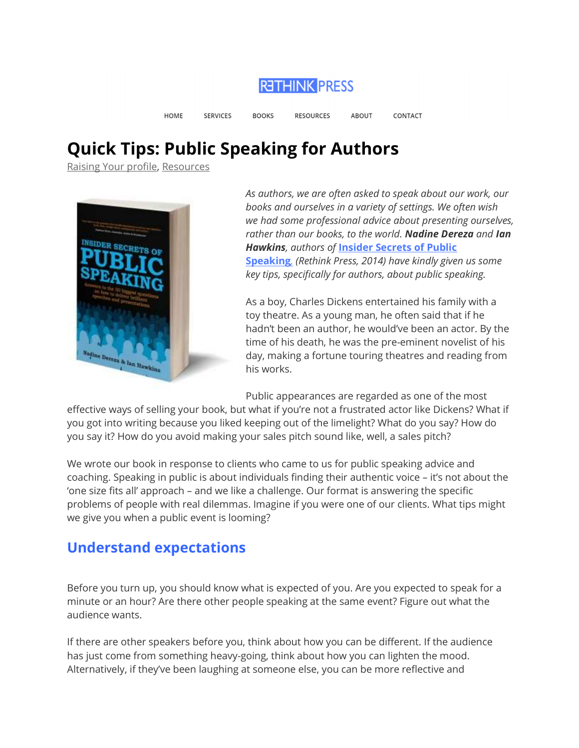RETHINK PRESS

HOME SERVICES BOOKS RESOURCES ABOUT CONTACT

# Quick Tips: Public Speaking for Authors

Raising Your profile, Resources

*As authors, we are often asked to speak about our work, our books and ourselves in a variety of settings. We often wish we had some professional advice about presenting ourselves, rather than our books, to the world.* ***Nadine Dereza*** *and* ***Ian Hawkins****, authors of* **Insider Secrets of Public Speaking** *(Rethink Press, 2014) have kindly given us some key tips, specifically for authors, about public speaking.*

As a boy, Charles Dickens entertained his family with a toy theatre. As a young man, he often said that if he hadn't been an author, he would've been an actor. By the time of his death, he was the pre-eminent novelist of his day, making a fortune touring theatres and reading from his works.

Public appearances are regarded as one of the most effective ways of selling your book, but what if you're not a frustrated actor like Dickens? What if you got into writing because you liked keeping out of the limelight? What do you say? How do you say it? How do you avoid making your sales pitch sound like, well, a sales pitch?

We wrote our book in response to clients who came to us for public speaking advice and coaching. Speaking in public is about individuals finding their authentic voice – it's not about the 'one size fits all' approach – and we like a challenge. Our format is answering the specific problems of people with real dilemmas. Imagine if you were one of our clients. What tips might we give you when a public event is looming?

## Understand expectations

Before you turn up, you should know what is expected of you. Are you expected to speak for a minute or an hour? Are there other people speaking at the same event? Figure out what the audience wants.

If there are other speakers before you, think about how you can be different. If the audience has just come from something heavy-going, think about how you can lighten the mood. Alternatively, if they've been laughing at someone else, you can be more reflective and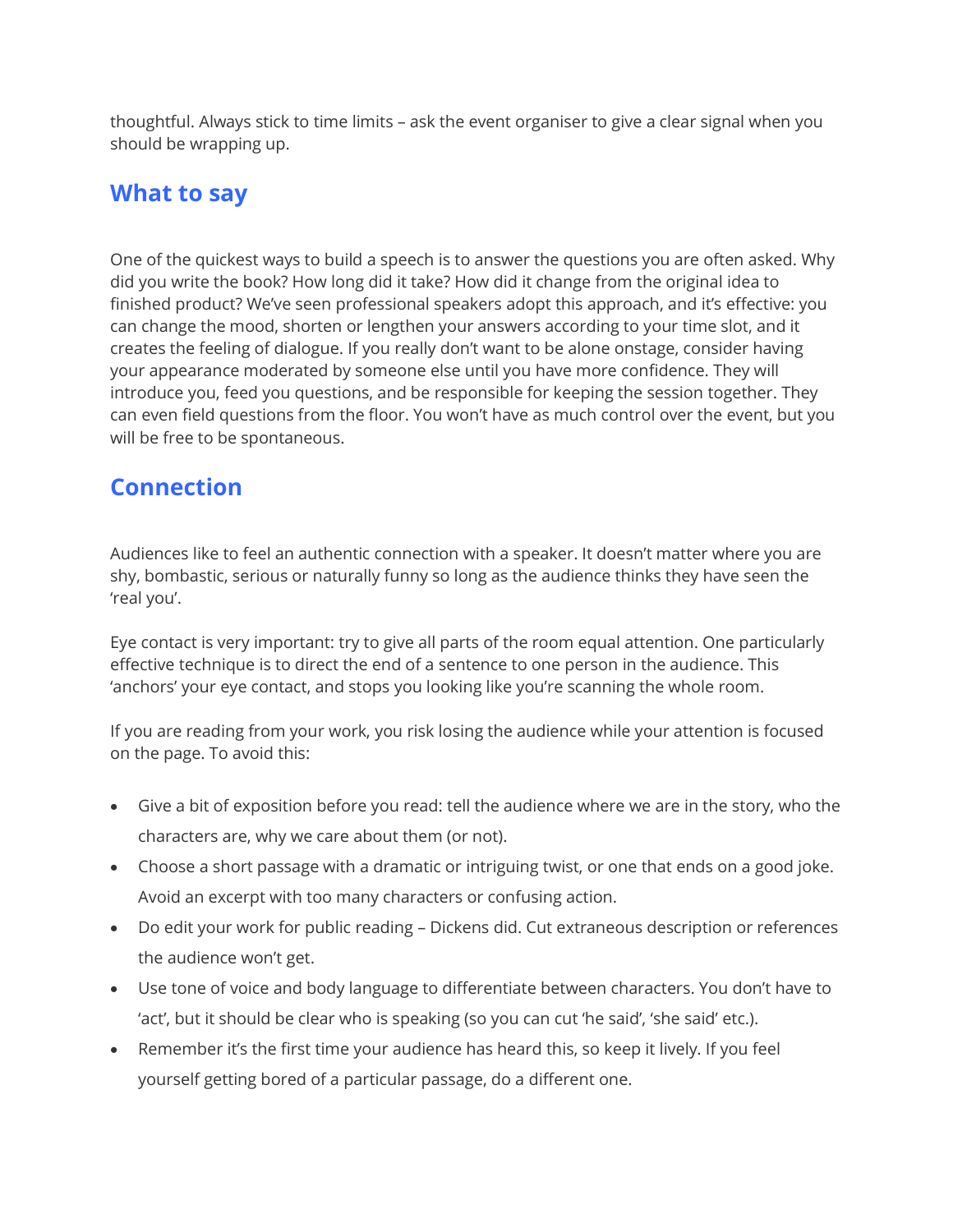thoughtful. Always stick to time limits – ask the event organiser to give a clear signal when you should be wrapping up.

## What to say

One of the quickest ways to build a speech is to answer the questions you are often asked. Why did you write the book? How long did it take? How did it change from the original idea to finished product? We've seen professional speakers adopt this approach, and it's effective: you can change the mood, shorten or lengthen your answers according to your time slot, and it creates the feeling of dialogue. If you really don't want to be alone onstage, consider having your appearance moderated by someone else until you have more confidence. They will introduce you, feed you questions, and be responsible for keeping the session together. They can even field questions from the floor. You won't have as much control over the event, but you will be free to be spontaneous.

## Connection

Audiences like to feel an authentic connection with a speaker. It doesn't matter where you are shy, bombastic, serious or naturally funny so long as the audience thinks they have seen the 'real you'.

Eye contact is very important: try to give all parts of the room equal attention. One particularly effective technique is to direct the end of a sentence to one person in the audience. This 'anchors' your eye contact, and stops you looking like you're scanning the whole room.

If you are reading from your work, you risk losing the audience while your attention is focused on the page. To avoid this:

- Give a bit of exposition before you read: tell the audience where we are in the story, who the characters are, why we care about them (or not).
- Choose a short passage with a dramatic or intriguing twist, or one that ends on a good joke. Avoid an excerpt with too many characters or confusing action.
- Do edit your work for public reading – Dickens did. Cut extraneous description or references the audience won't get.
- Use tone of voice and body language to differentiate between characters. You don't have to 'act', but it should be clear who is speaking (so you can cut 'he said', 'she said' etc.).
- Remember it's the first time your audience has heard this, so keep it lively. If you feel yourself getting bored of a particular passage, do a different one.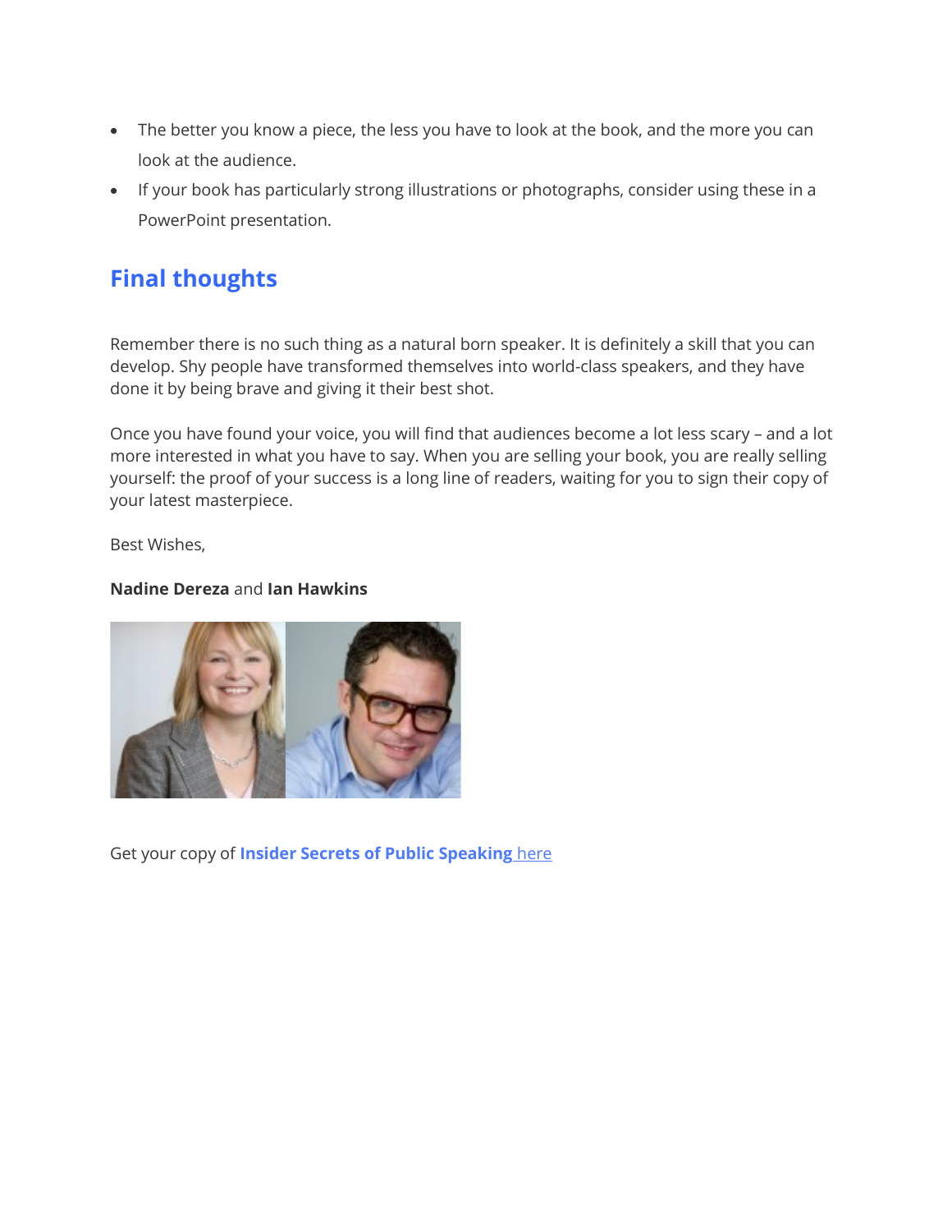- The better you know a piece, the less you have to look at the book, and the more you can look at the audience.
- If your book has particularly strong illustrations or photographs, consider using these in a PowerPoint presentation.

## Final thoughts

Remember there is no such thing as a natural born speaker. It is definitely a skill that you can develop. Shy people have transformed themselves into world-class speakers, and they have done it by being brave and giving it their best shot.

Once you have found your voice, you will find that audiences become a lot less scary – and a lot more interested in what you have to say. When you are selling your book, you are really selling yourself: the proof of your success is a long line of readers, waiting for you to sign their copy of your latest masterpiece.

Best Wishes,

**Nadine Dereza** and **Ian Hawkins**

Get your copy of **Insider Secrets of Public Speaking** here